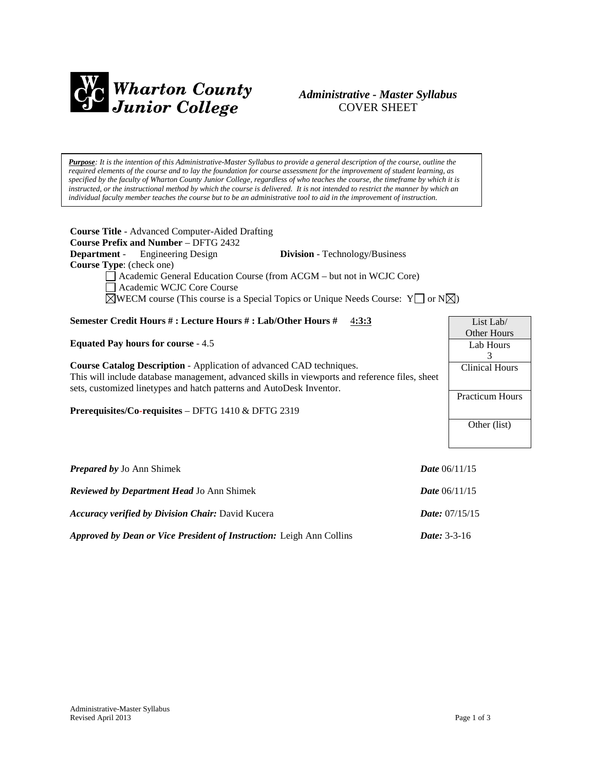**Wharton County Junior College**

*Administrative - Master Syllabus*
COVER SHEET

***Purpose**: It is the intention of this Administrative-Master Syllabus to provide a general description of the course, outline the required elements of the course and to lay the foundation for course assessment for the improvement of student learning, as specified by the faculty of Wharton County Junior College, regardless of who teaches the course, the timeframe by which it is instructed, or the instructional method by which the course is delivered. It is not intended to restrict the manner by which an individual faculty member teaches the course but to be an administrative tool to aid in the improvement of instruction.*

**Course Title** - Advanced Computer-Aided Drafting
**Course Prefix and Number** – DFTG 2432
**Department** - Engineering Design **Division** - Technology/Business
**Course Type**: (check one)

- ☐ Academic General Education Course (from ACGM – but not in WCJC Core)
- ☐ Academic WCJC Core Course
- ☒ WECM course (This course is a Special Topics or Unique Needs Course: Y☐ or N☒)

**Semester Credit Hours # : Lecture Hours # : Lab/Other Hours #** 4:3:3

**Equated Pay hours for course** - 4.5

**Course Catalog Description** - Application of advanced CAD techniques. This will include database management, advanced skills in viewports and reference files, sheet sets, customized linetypes and hatch patterns and AutoDesk Inventor.

**Prerequisites/Co-requisites** – DFTG 1410 & DFTG 2319

| List Lab/ Other Hours |
|---|
| Lab Hours 3 |
| Clinical Hours |
| Practicum Hours |
| Other (list) |

***Prepared by*** Jo Ann Shimek ***Date*** 06/11/15

***Reviewed by Department Head*** Jo Ann Shimek ***Date*** 06/11/15

***Accuracy verified by Division Chair:*** David Kucera ***Date:*** 07/15/15

***Approved by Dean or Vice President of Instruction:*** Leigh Ann Collins ***Date:*** 3-3-16

Administrative-Master Syllabus
Revised April 2013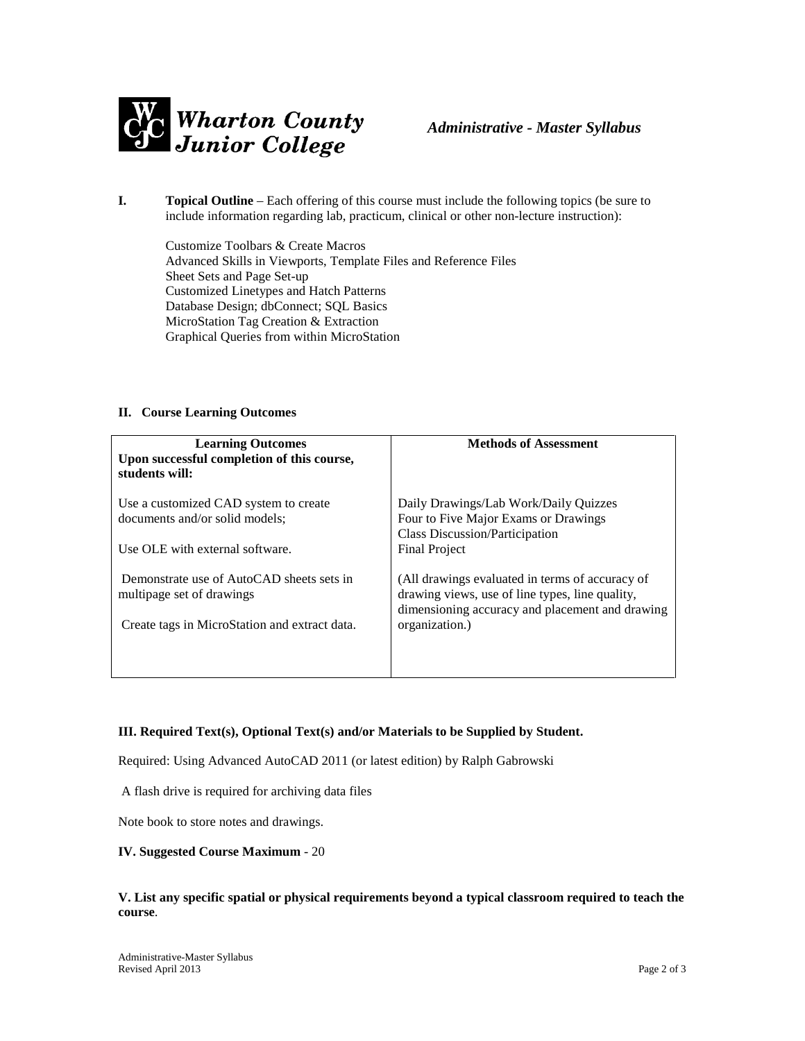**I. Topical Outline** – Each offering of this course must include the following topics (be sure to include information regarding lab, practicum, clinical or other non-lecture instruction):

Customize Toolbars & Create Macros
Advanced Skills in Viewports, Template Files and Reference Files
Sheet Sets and Page Set-up
Customized Linetypes and Hatch Patterns
Database Design; dbConnect; SQL Basics
MicroStation Tag Creation & Extraction
Graphical Queries from within MicroStation

**II. Course Learning Outcomes**

| **Learning Outcomes**<br>**Upon successful completion of this course, students will:** | **Methods of Assessment** |
|---|---|
| Use a customized CAD system to create documents and/or solid models;<br><br>Use OLE with external software.<br><br>Demonstrate use of AutoCAD sheets sets in multipage set of drawings<br><br>Create tags in MicroStation and extract data. | Daily Drawings/Lab Work/Daily Quizzes<br>Four to Five Major Exams or Drawings<br>Class Discussion/Participation<br>Final Project<br><br>(All drawings evaluated in terms of accuracy of drawing views, use of line types, line quality, dimensioning accuracy and placement and drawing organization.) |

**III. Required Text(s), Optional Text(s) and/or Materials to be Supplied by Student.**

Required: Using Advanced AutoCAD 2011 (or latest edition) by Ralph Gabrowski

A flash drive is required for archiving data files

Note book to store notes and drawings.

**IV. Suggested Course Maximum** - 20

**V. List any specific spatial or physical requirements beyond a typical classroom required to teach the course**.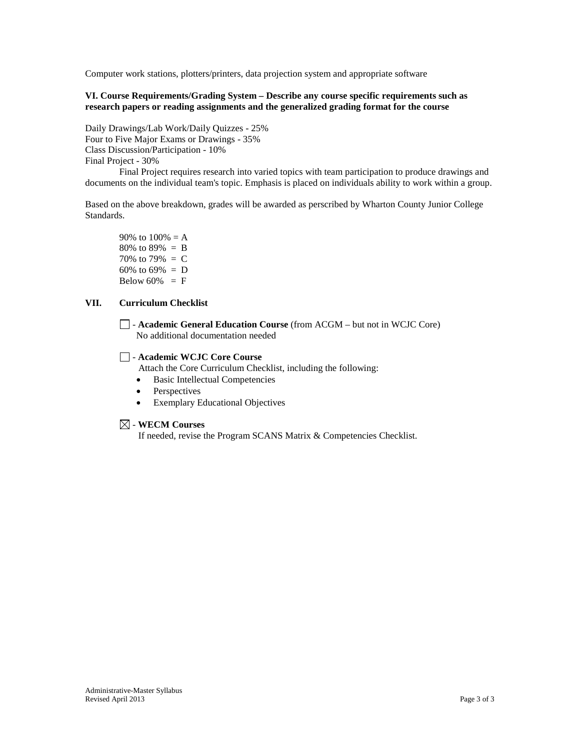Computer work stations, plotters/printers, data projection system and appropriate software

**VI. Course Requirements/Grading System – Describe any course specific requirements such as research papers or reading assignments and the generalized grading format for the course**

Daily Drawings/Lab Work/Daily Quizzes - 25%
Four to Five Major Exams or Drawings - 35%
Class Discussion/Participation - 10%
Final Project - 30%

Final Project requires research into varied topics with team participation to produce drawings and documents on the individual team's topic. Emphasis is placed on individuals ability to work within a group.

Based on the above breakdown, grades will be awarded as perscribed by Wharton County Junior College Standards.

90% to 100% = A
80% to 89% = B
70% to 79% = C
60% to 69% = D
Below 60% = F

**VII. Curriculum Checklist**

☐ - **Academic General Education Course** (from ACGM – but not in WCJC Core)
No additional documentation needed

☐ - **Academic WCJC Core Course**
Attach the Core Curriculum Checklist, including the following:

- Basic Intellectual Competencies
- Perspectives
- Exemplary Educational Objectives

☒ - **WECM Courses**
If needed, revise the Program SCANS Matrix & Competencies Checklist.

Administrative-Master Syllabus
Revised April 2013